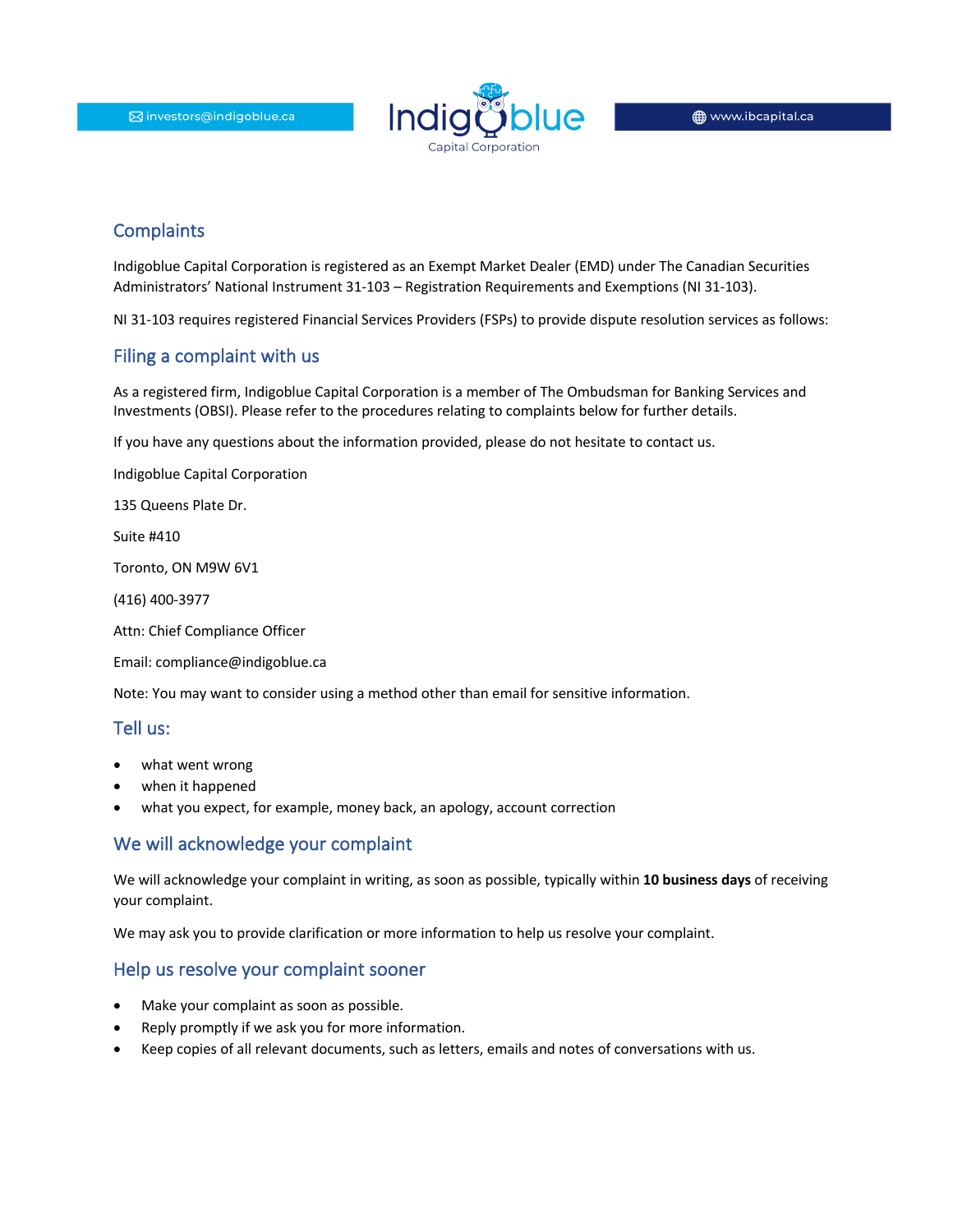investors@indigoblue.ca

Indigoblue Capital Corporation

www.ibcapital.ca

## Complaints

Indigoblue Capital Corporation is registered as an Exempt Market Dealer (EMD) under The Canadian Securities Administrators' National Instrument 31-103 – Registration Requirements and Exemptions (NI 31-103).

NI 31-103 requires registered Financial Services Providers (FSPs) to provide dispute resolution services as follows:

## Filing a complaint with us

As a registered firm, Indigoblue Capital Corporation is a member of The Ombudsman for Banking Services and Investments (OBSI). Please refer to the procedures relating to complaints below for further details.

If you have any questions about the information provided, please do not hesitate to contact us.

Indigoblue Capital Corporation

135 Queens Plate Dr.

Suite #410

Toronto, ON M9W 6V1

(416) 400-3977

Attn: Chief Compliance Officer

Email: compliance@indigoblue.ca

Note: You may want to consider using a method other than email for sensitive information.

## Tell us:

- what went wrong
- when it happened
- what you expect, for example, money back, an apology, account correction

## We will acknowledge your complaint

We will acknowledge your complaint in writing, as soon as possible, typically within **10 business days** of receiving your complaint.

We may ask you to provide clarification or more information to help us resolve your complaint.

## Help us resolve your complaint sooner

- Make your complaint as soon as possible.
- Reply promptly if we ask you for more information.
- Keep copies of all relevant documents, such as letters, emails and notes of conversations with us.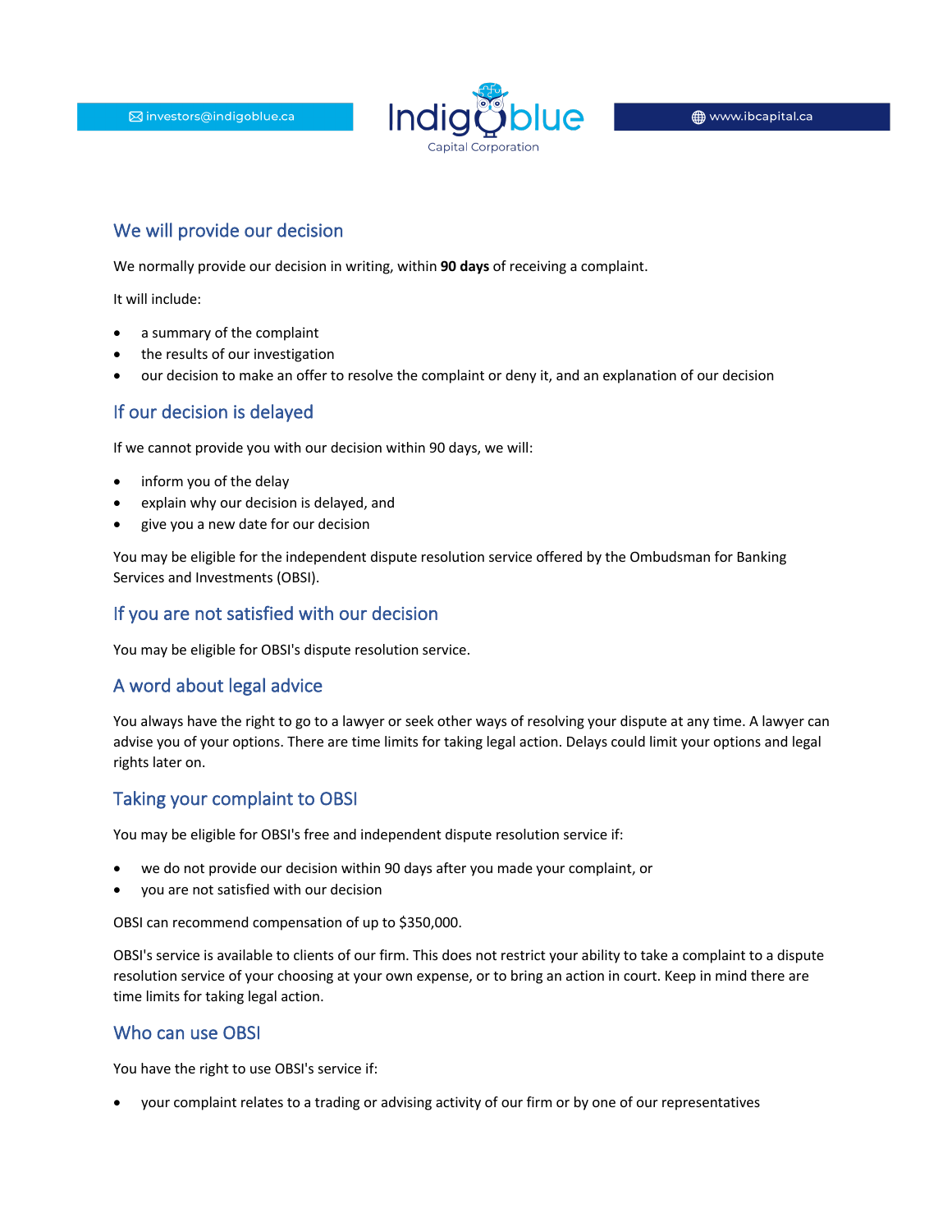## We will provide our decision

We normally provide our decision in writing, within **90 days** of receiving a complaint.

It will include:

- a summary of the complaint
- the results of our investigation
- our decision to make an offer to resolve the complaint or deny it, and an explanation of our decision

## If our decision is delayed

If we cannot provide you with our decision within 90 days, we will:

- inform you of the delay
- explain why our decision is delayed, and
- give you a new date for our decision

You may be eligible for the independent dispute resolution service offered by the Ombudsman for Banking Services and Investments (OBSI).

## If you are not satisfied with our decision

You may be eligible for OBSI's dispute resolution service.

## A word about legal advice

You always have the right to go to a lawyer or seek other ways of resolving your dispute at any time. A lawyer can advise you of your options. There are time limits for taking legal action. Delays could limit your options and legal rights later on.

## Taking your complaint to OBSI

You may be eligible for OBSI's free and independent dispute resolution service if:

- we do not provide our decision within 90 days after you made your complaint, or
- you are not satisfied with our decision

OBSI can recommend compensation of up to $350,000.

OBSI's service is available to clients of our firm. This does not restrict your ability to take a complaint to a dispute resolution service of your choosing at your own expense, or to bring an action in court. Keep in mind there are time limits for taking legal action.

## Who can use OBSI

You have the right to use OBSI's service if:

- your complaint relates to a trading or advising activity of our firm or by one of our representatives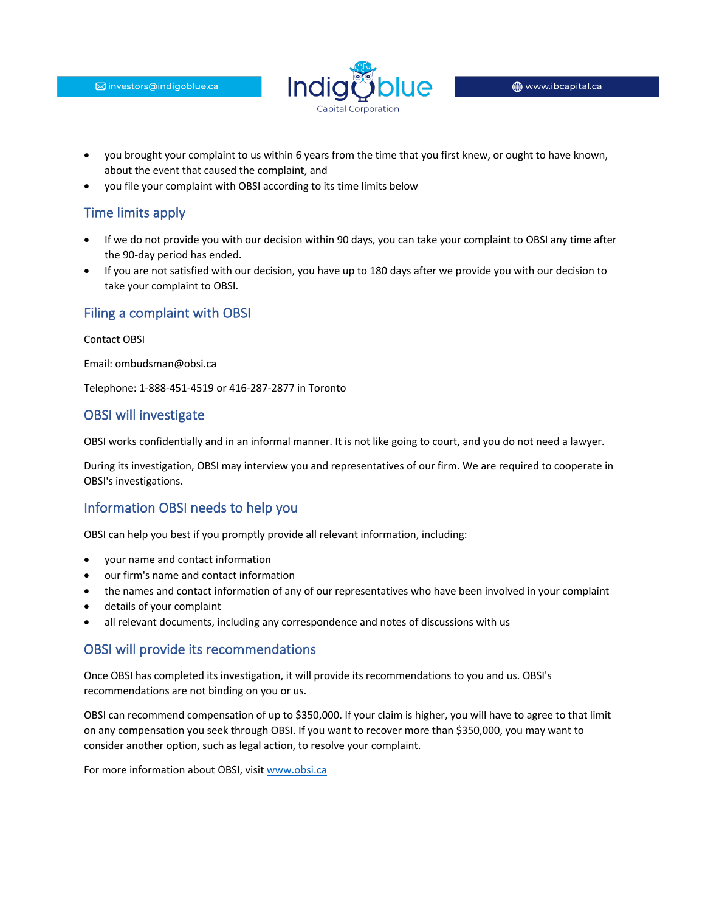- you brought your complaint to us within 6 years from the time that you first knew, or ought to have known, about the event that caused the complaint, and
- you file your complaint with OBSI according to its time limits below

## Time limits apply

- If we do not provide you with our decision within 90 days, you can take your complaint to OBSI any time after the 90-day period has ended.
- If you are not satisfied with our decision, you have up to 180 days after we provide you with our decision to take your complaint to OBSI.

## Filing a complaint with OBSI

Contact OBSI

Email: ombudsman@obsi.ca

Telephone: 1-888-451-4519 or 416-287-2877 in Toronto

## OBSI will investigate

OBSI works confidentially and in an informal manner. It is not like going to court, and you do not need a lawyer.

During its investigation, OBSI may interview you and representatives of our firm. We are required to cooperate in OBSI's investigations.

## Information OBSI needs to help you

OBSI can help you best if you promptly provide all relevant information, including:

- your name and contact information
- our firm's name and contact information
- the names and contact information of any of our representatives who have been involved in your complaint
- details of your complaint
- all relevant documents, including any correspondence and notes of discussions with us

## OBSI will provide its recommendations

Once OBSI has completed its investigation, it will provide its recommendations to you and us. OBSI's recommendations are not binding on you or us.

OBSI can recommend compensation of up to $350,000. If your claim is higher, you will have to agree to that limit on any compensation you seek through OBSI. If you want to recover more than $350,000, you may want to consider another option, such as legal action, to resolve your complaint.

For more information about OBSI, visit [www.obsi.ca](http://www.obsi.ca)